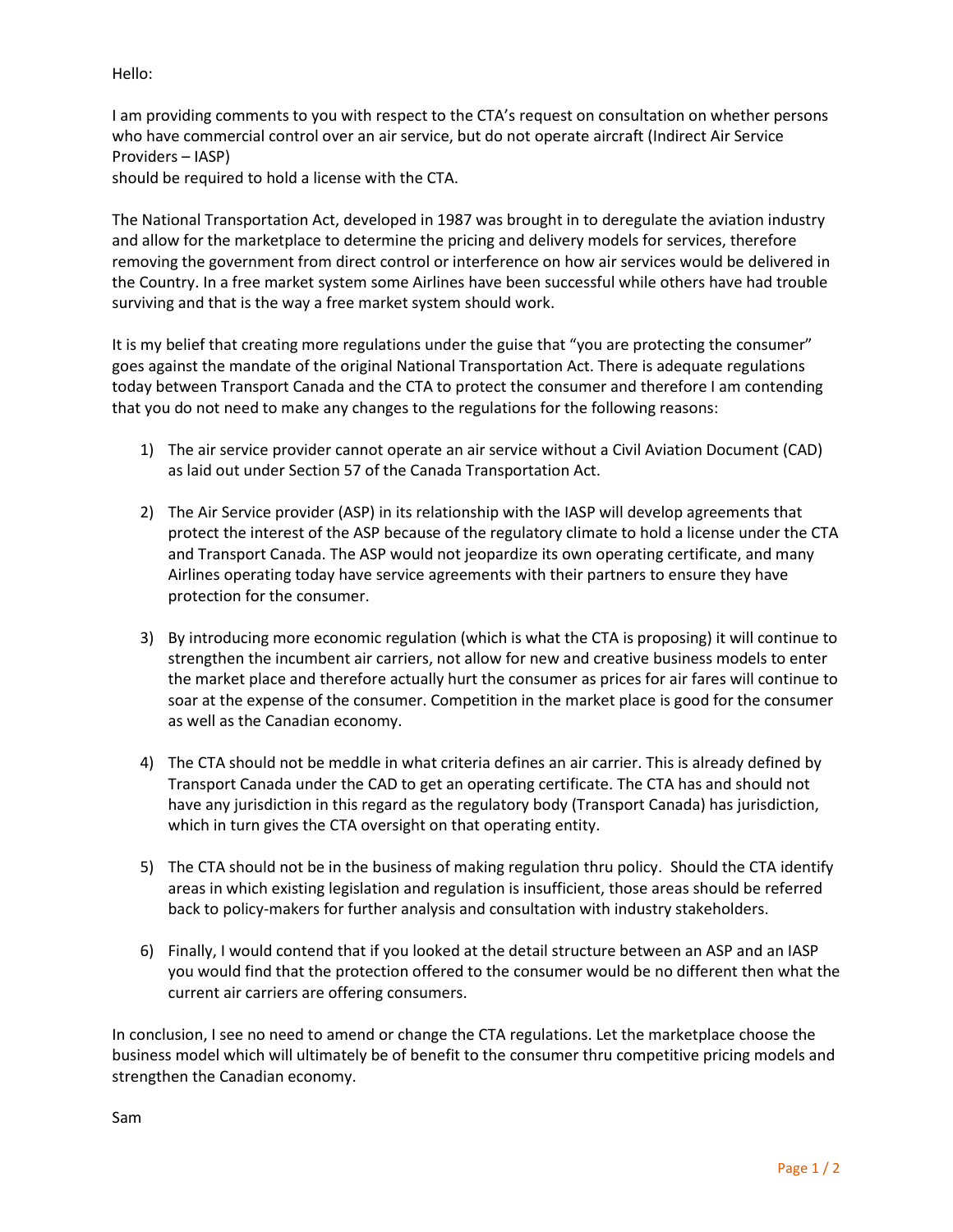Hello:

I am providing comments to you with respect to the CTA's request on consultation on whether persons who have commercial control over an air service, but do not operate aircraft (Indirect Air Service Providers – IASP)
should be required to hold a license with the CTA.

The National Transportation Act, developed in 1987 was brought in to deregulate the aviation industry and allow for the marketplace to determine the pricing and delivery models for services, therefore removing the government from direct control or interference on how air services would be delivered in the Country. In a free market system some Airlines have been successful while others have had trouble surviving and that is the way a free market system should work.

It is my belief that creating more regulations under the guise that "you are protecting the consumer" goes against the mandate of the original National Transportation Act. There is adequate regulations today between Transport Canada and the CTA to protect the consumer and therefore I am contending that you do not need to make any changes to the regulations for the following reasons:

1) The air service provider cannot operate an air service without a Civil Aviation Document (CAD) as laid out under Section 57 of the Canada Transportation Act.

2) The Air Service provider (ASP) in its relationship with the IASP will develop agreements that protect the interest of the ASP because of the regulatory climate to hold a license under the CTA and Transport Canada. The ASP would not jeopardize its own operating certificate, and many Airlines operating today have service agreements with their partners to ensure they have protection for the consumer.

3) By introducing more economic regulation (which is what the CTA is proposing) it will continue to strengthen the incumbent air carriers, not allow for new and creative business models to enter the market place and therefore actually hurt the consumer as prices for air fares will continue to soar at the expense of the consumer. Competition in the market place is good for the consumer as well as the Canadian economy.

4) The CTA should not be meddle in what criteria defines an air carrier. This is already defined by Transport Canada under the CAD to get an operating certificate. The CTA has and should not have any jurisdiction in this regard as the regulatory body (Transport Canada) has jurisdiction, which in turn gives the CTA oversight on that operating entity.

5) The CTA should not be in the business of making regulation thru policy. Should the CTA identify areas in which existing legislation and regulation is insufficient, those areas should be referred back to policy-makers for further analysis and consultation with industry stakeholders.

6) Finally, I would contend that if you looked at the detail structure between an ASP and an IASP you would find that the protection offered to the consumer would be no different then what the current air carriers are offering consumers.

In conclusion, I see no need to amend or change the CTA regulations. Let the marketplace choose the business model which will ultimately be of benefit to the consumer thru competitive pricing models and strengthen the Canadian economy.

Sam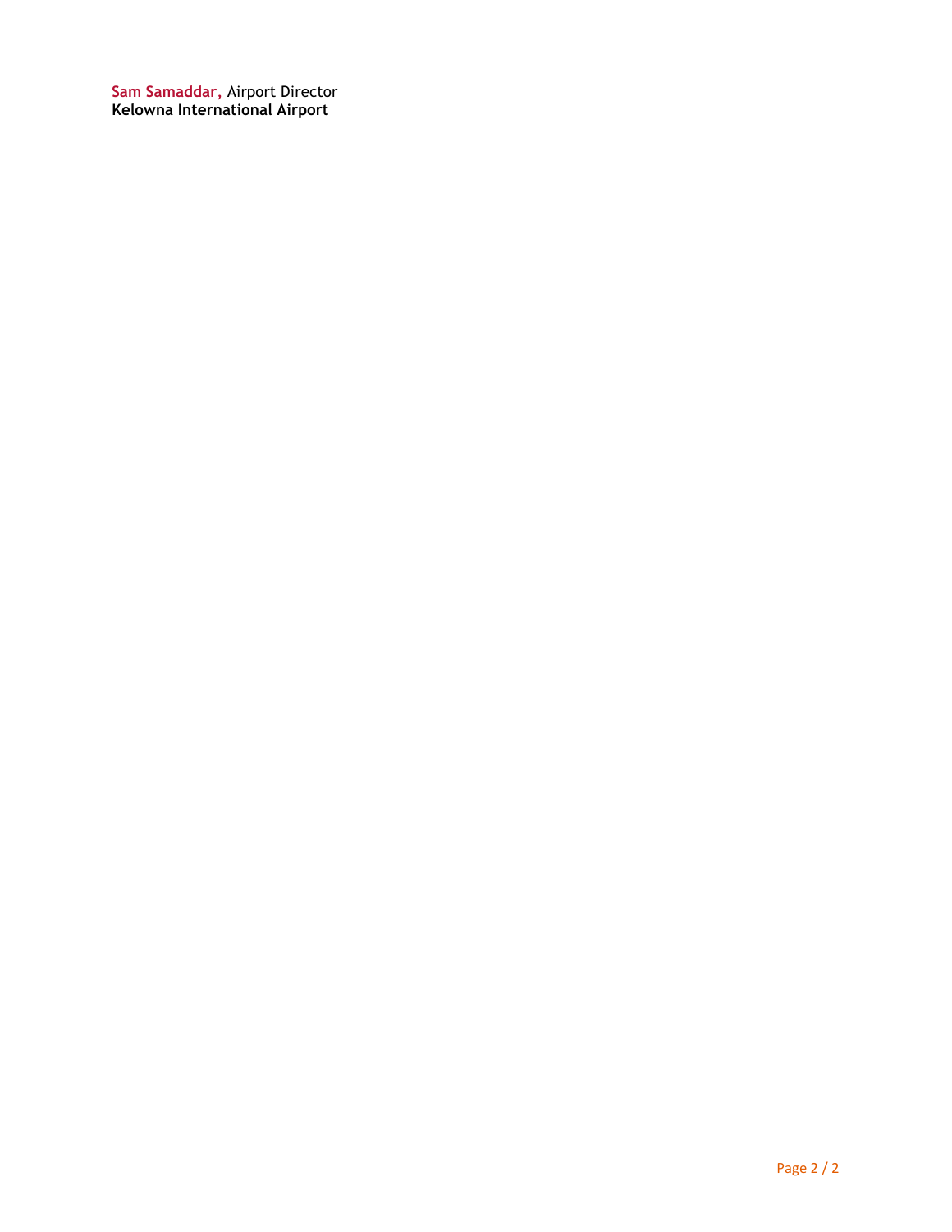**Sam Samaddar,** Airport Director
**Kelowna International Airport**